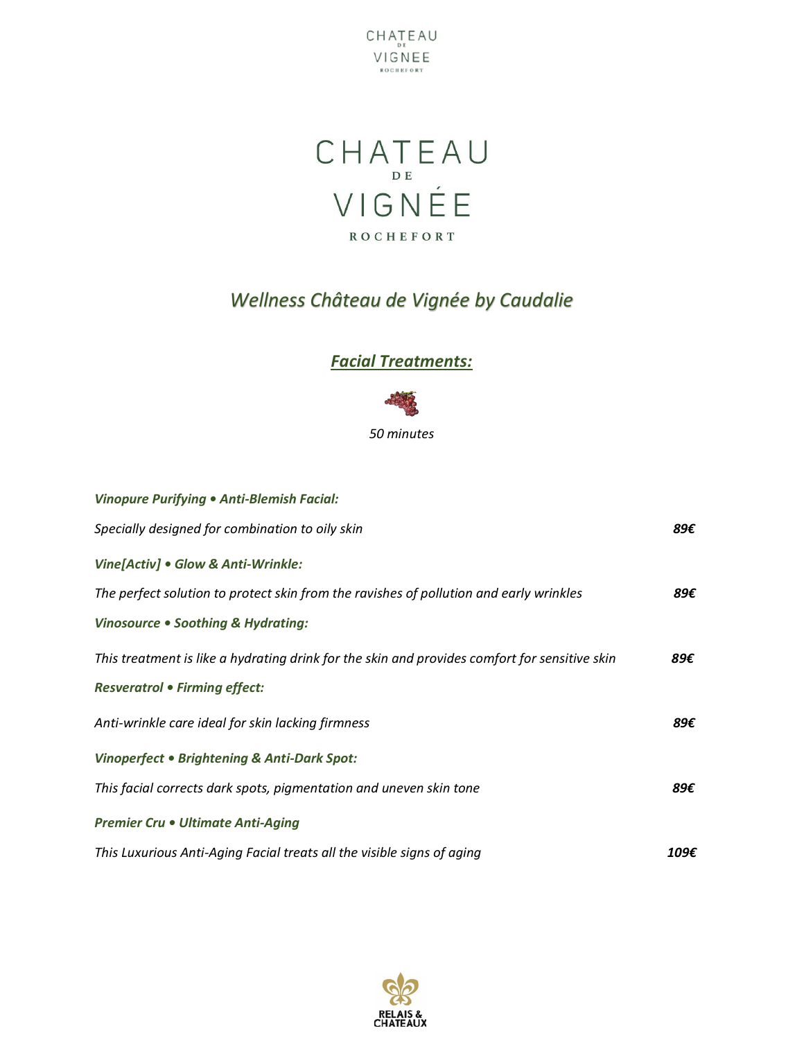# CHATEAU DE VIGNÉE

ROCHEFORT

## *Wellness Château de Vignée by Caudalie*

### ***Facial Treatments:***

*50 minutes*

***Vinopure Purifying • Anti-Blemish Facial:***

*Specially designed for combination to oily skin* ***89€***

***Vine[Activ] • Glow & Anti-Wrinkle:***

*The perfect solution to protect skin from the ravishes of pollution and early wrinkles* ***89€***

***Vinosource • Soothing & Hydrating:***

*This treatment is like a hydrating drink for the skin and provides comfort for sensitive skin* ***89€***

***Resveratrol • Firming effect:***

*Anti-wrinkle care ideal for skin lacking firmness* ***89€***

***Vinoperfect • Brightening & Anti-Dark Spot:***

*This facial corrects dark spots, pigmentation and uneven skin tone* ***89€***

***Premier Cru • Ultimate Anti-Aging***

*This Luxurious Anti-Aging Facial treats all the visible signs of aging* ***109€***

RELAIS & CHATEAUX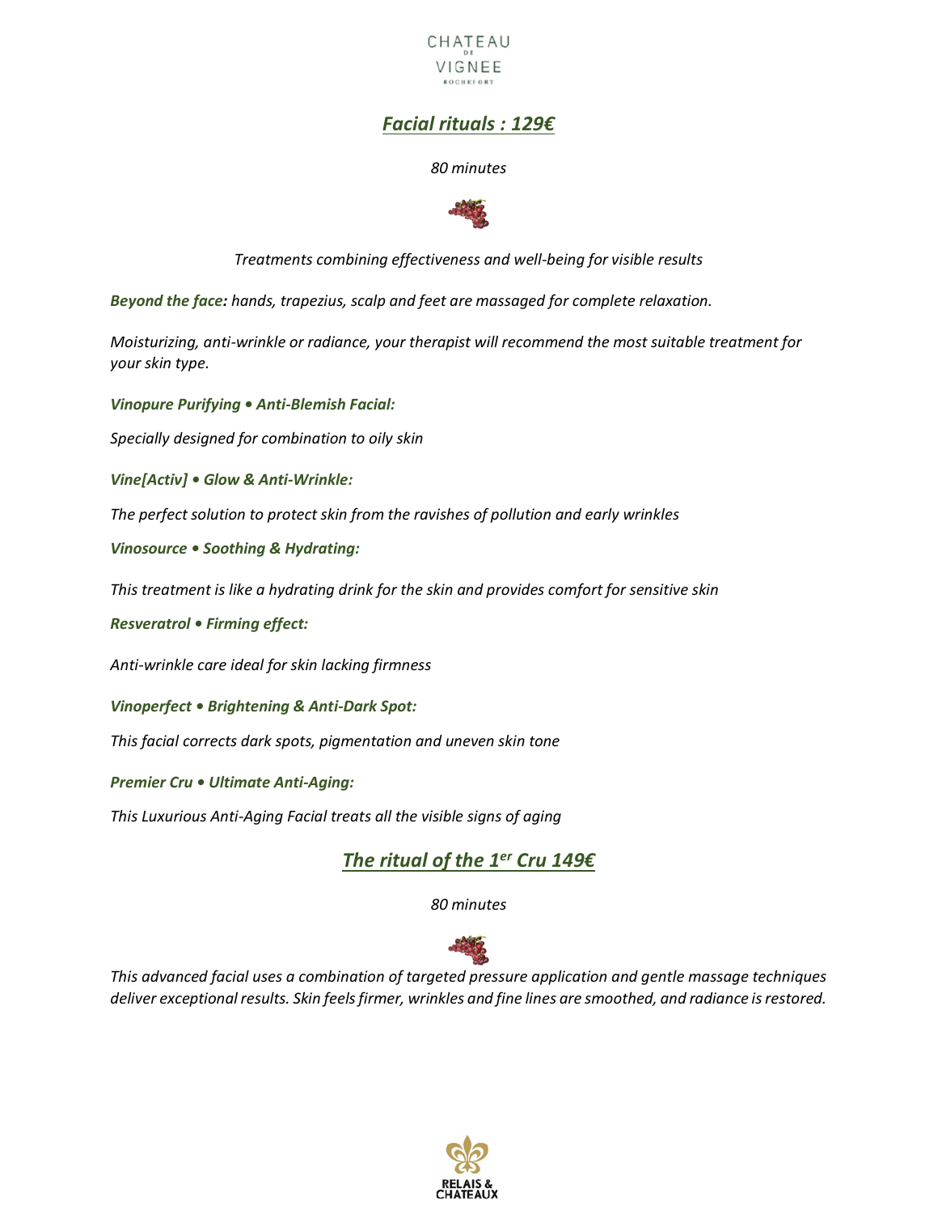## *Facial rituals : 129€*

*80 minutes*

*Treatments combining effectiveness and well-being for visible results*

***Beyond the face:*** *hands, trapezius, scalp and feet are massaged for complete relaxation.*

*Moisturizing, anti-wrinkle or radiance, your therapist will recommend the most suitable treatment for your skin type.*

***Vinopure Purifying • Anti-Blemish Facial:***

*Specially designed for combination to oily skin*

***Vine[Activ] • Glow & Anti-Wrinkle:***

*The perfect solution to protect skin from the ravishes of pollution and early wrinkles*

***Vinosource • Soothing & Hydrating:***

*This treatment is like a hydrating drink for the skin and provides comfort for sensitive skin*

***Resveratrol • Firming effect:***

*Anti-wrinkle care ideal for skin lacking firmness*

***Vinoperfect • Brightening & Anti-Dark Spot:***

*This facial corrects dark spots, pigmentation and uneven skin tone*

***Premier Cru • Ultimate Anti-Aging:***

*This Luxurious Anti-Aging Facial treats all the visible signs of aging*

## *The ritual of the 1er Cru 149€*

*80 minutes*

*This advanced facial uses a combination of targeted pressure application and gentle massage techniques deliver exceptional results. Skin feels firmer, wrinkles and fine lines are smoothed, and radiance is restored.*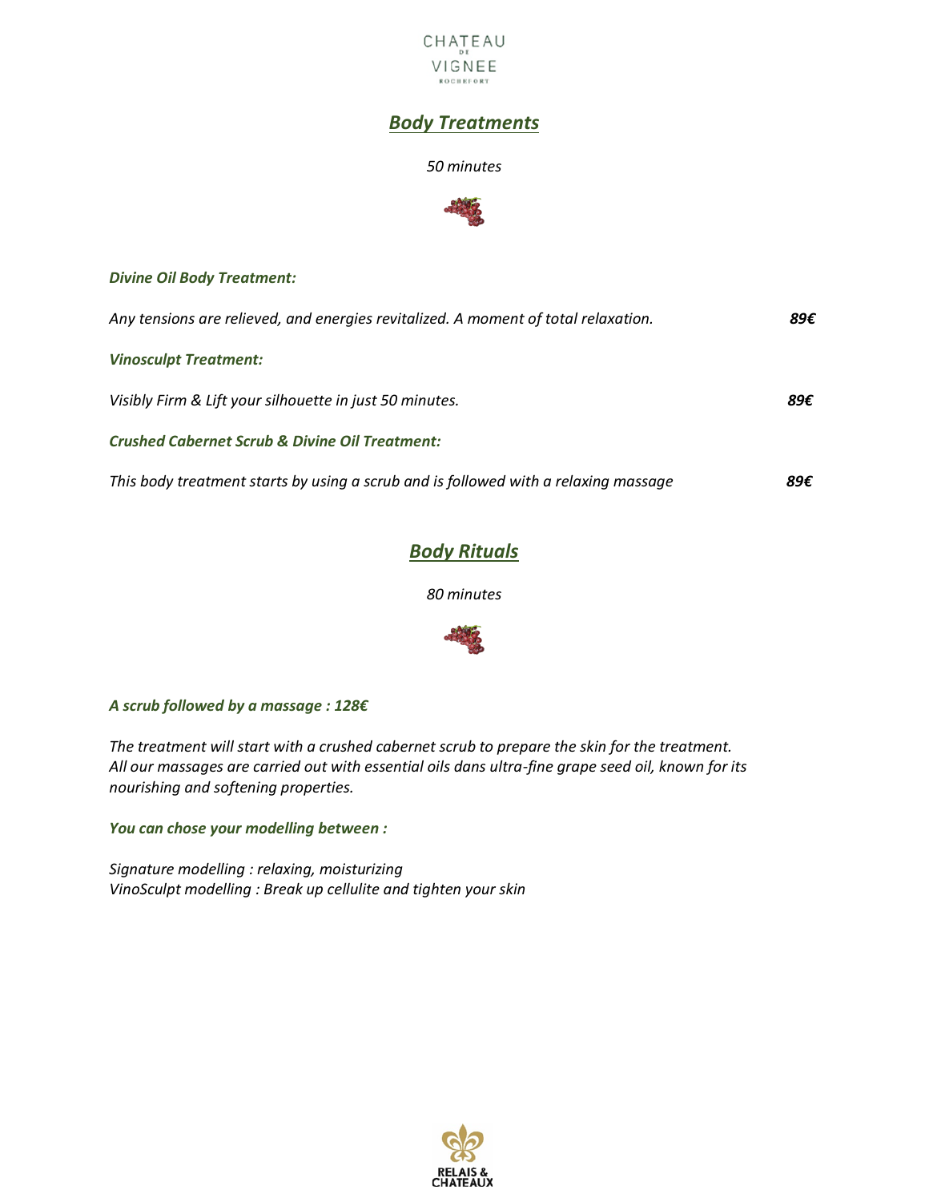CHATEAU DE VIGNEE
ROCHEFORT

## ***Body Treatments***

*50 minutes*

***Divine Oil Body Treatment:***

*Any tensions are relieved, and energies revitalized. A moment of total relaxation.* ***89€***

***Vinosculpt Treatment:***

*Visibly Firm & Lift your silhouette in just 50 minutes.* ***89€***

***Crushed Cabernet Scrub & Divine Oil Treatment:***

*This body treatment starts by using a scrub and is followed with a relaxing massage* ***89€***

## ***Body Rituals***

*80 minutes*

***A scrub followed by a massage : 128€***

*The treatment will start with a crushed cabernet scrub to prepare the skin for the treatment.*
*All our massages are carried out with essential oils dans ultra-fine grape seed oil, known for its nourishing and softening properties.*

***You can chose your modelling between :***

*Signature modelling : relaxing, moisturizing*
*VinoSculpt modelling : Break up cellulite and tighten your skin*

RELAIS & CHATEAUX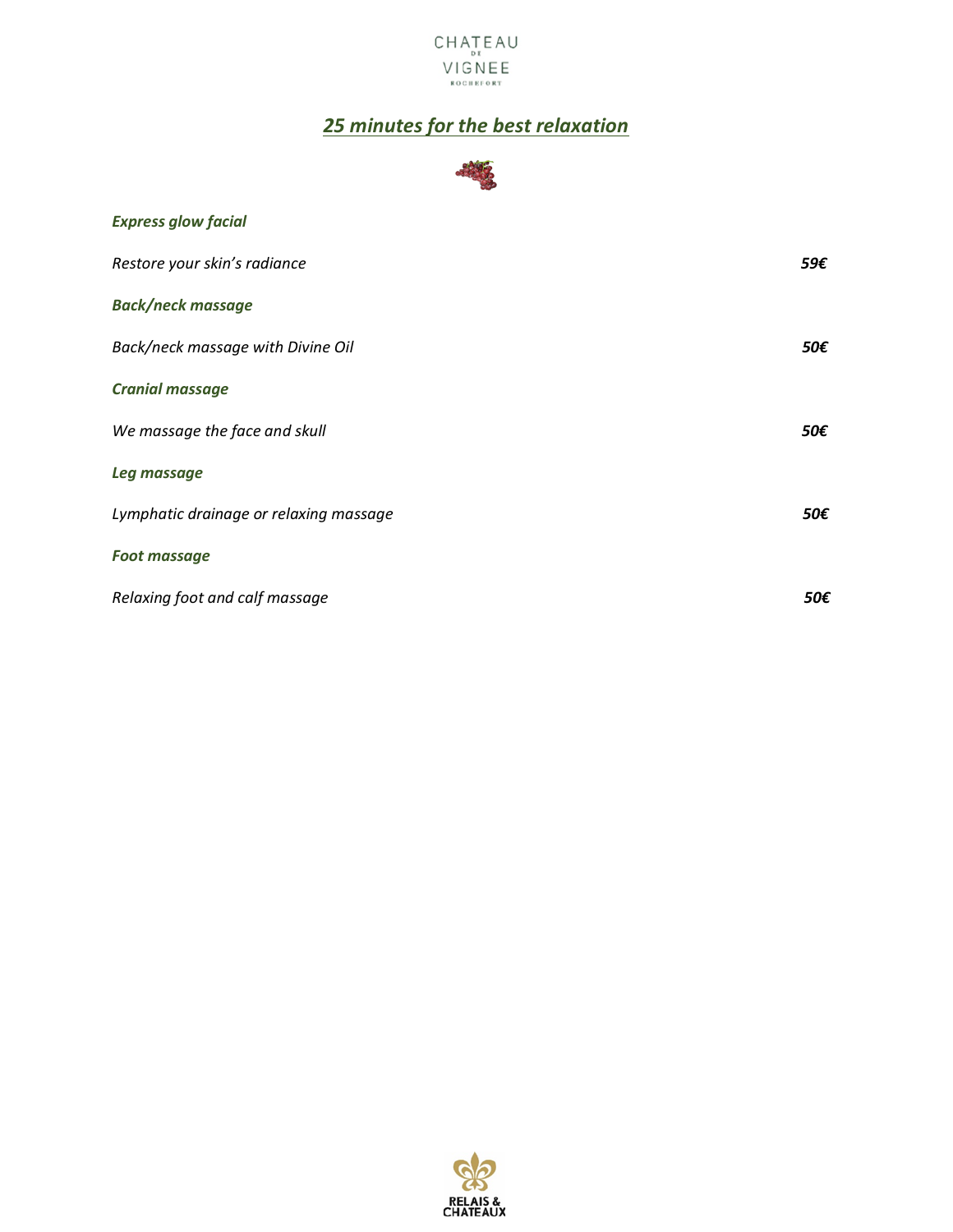CHATEAU DE VIGNEE ROCHEFORT

## ***25 minutes for the best relaxation***

***Express glow facial***

*Restore your skin's radiance* ***59€***

***Back/neck massage***

*Back/neck massage with Divine Oil* ***50€***

***Cranial massage***

*We massage the face and skull* ***50€***

***Leg massage***

*Lymphatic drainage or relaxing massage* ***50€***

***Foot massage***

*Relaxing foot and calf massage* ***50€***

RELAIS & CHATEAUX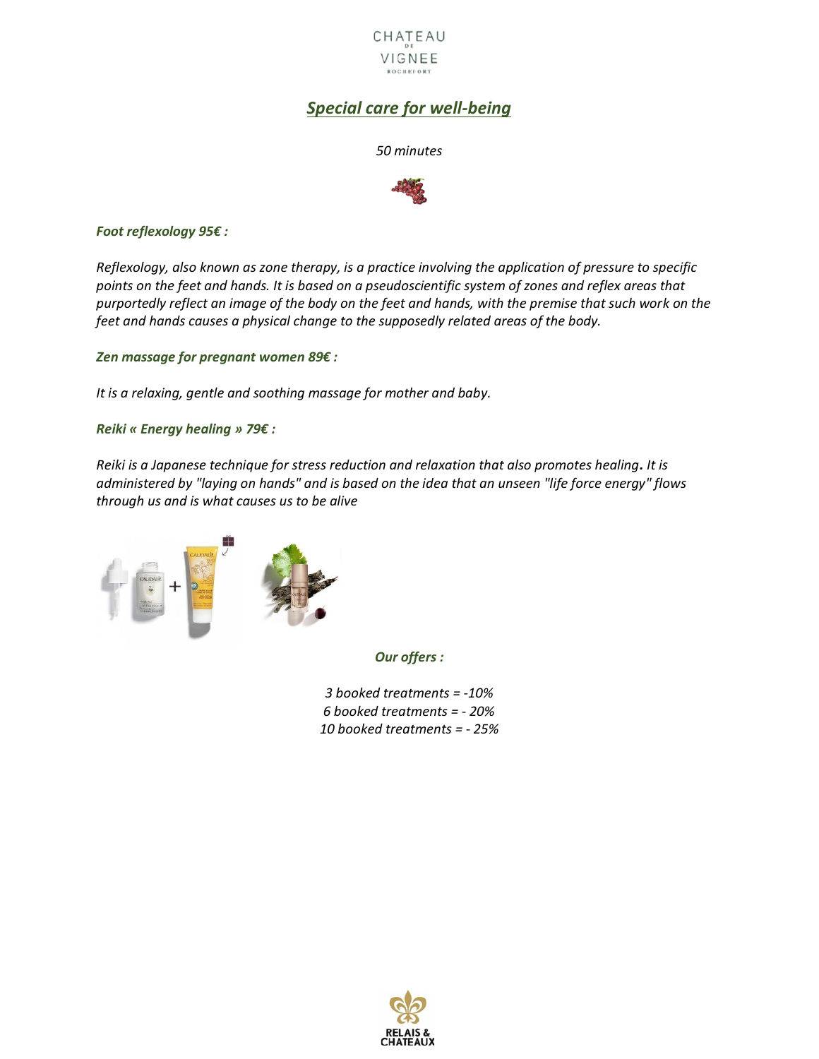CHATEAU DE VIGNEE ROCHEFORT

## ***Special care for well-being***

*50 minutes*

***Foot reflexology 95€ :***

*Reflexology, also known as zone therapy, is a practice involving the application of pressure to specific points on the feet and hands. It is based on a pseudoscientific system of zones and reflex areas that purportedly reflect an image of the body on the feet and hands, with the premise that such work on the feet and hands causes a physical change to the supposedly related areas of the body.*

***Zen massage for pregnant women 89€ :***

*It is a relaxing, gentle and soothing massage for mother and baby.*

***Reiki « Energy healing » 79€ :***

*Reiki is a Japanese technique for stress reduction and relaxation that also promotes healing. It is administered by "laying on hands" and is based on the idea that an unseen "life force energy" flows through us and is what causes us to be alive*

***Our offers :***

*3 booked treatments = -10%*
*6 booked treatments = - 20%*
*10 booked treatments = - 25%*

RELAIS & CHATEAUX